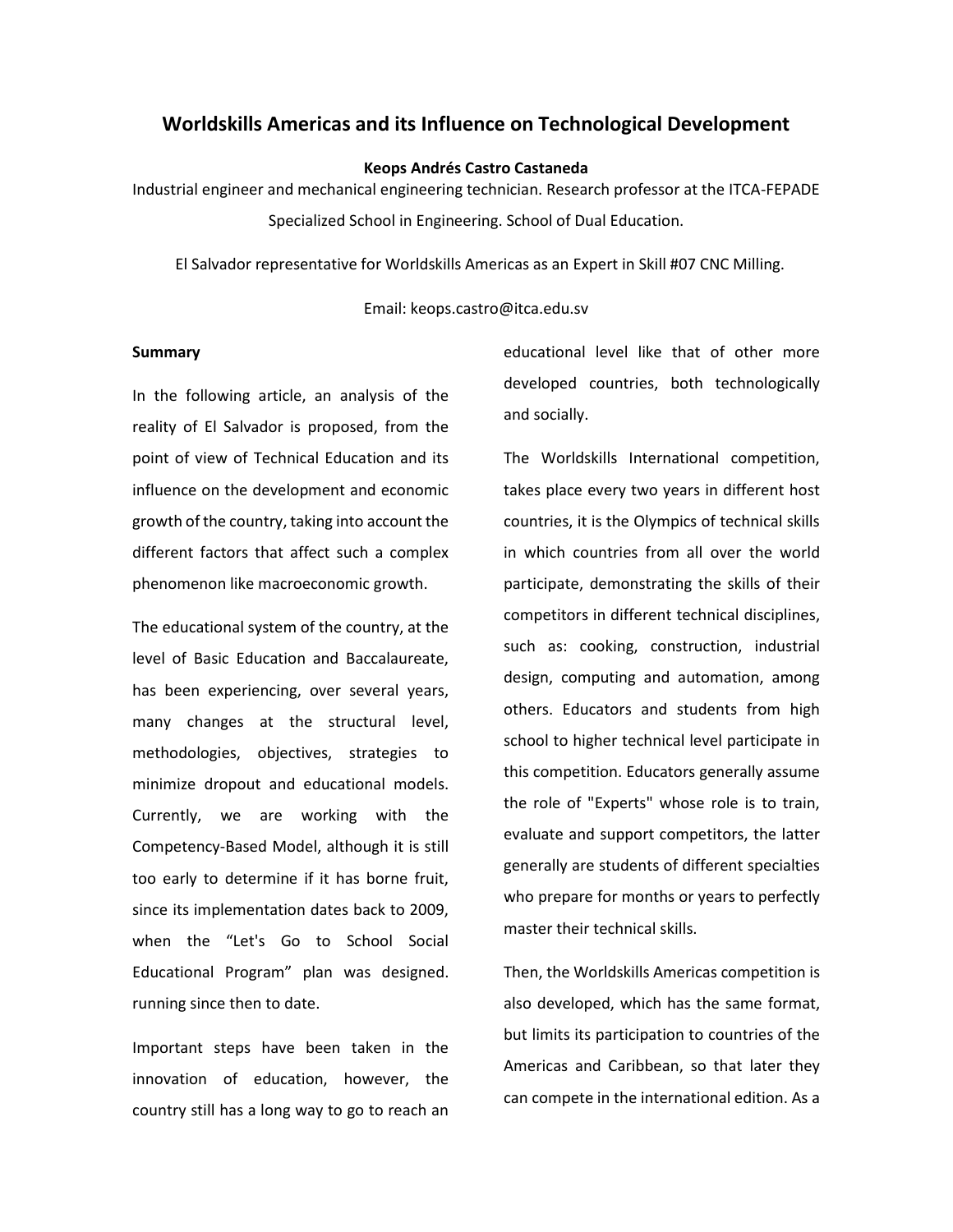# Worldskills Americas and its Influence on Technological Development

**Keops Andrés Castro Castaneda**

Industrial engineer and mechanical engineering technician. Research professor at the ITCA-FEPADE Specialized School in Engineering. School of Dual Education.

El Salvador representative for Worldskills Americas as an Expert in Skill #07 CNC Milling.

Email: keops.castro@itca.edu.sv

**Summary**

In the following article, an analysis of the reality of El Salvador is proposed, from the point of view of Technical Education and its influence on the development and economic growth of the country, taking into account the different factors that affect such a complex phenomenon like macroeconomic growth.

The educational system of the country, at the level of Basic Education and Baccalaureate, has been experiencing, over several years, many changes at the structural level, methodologies, objectives, strategies to minimize dropout and educational models. Currently, we are working with the Competency-Based Model, although it is still too early to determine if it has borne fruit, since its implementation dates back to 2009, when the “Let's Go to School Social Educational Program” plan was designed. running since then to date.

Important steps have been taken in the innovation of education, however, the country still has a long way to go to reach an educational level like that of other more developed countries, both technologically and socially.

The Worldskills International competition, takes place every two years in different host countries, it is the Olympics of technical skills in which countries from all over the world participate, demonstrating the skills of their competitors in different technical disciplines, such as: cooking, construction, industrial design, computing and automation, among others. Educators and students from high school to higher technical level participate in this competition. Educators generally assume the role of "Experts" whose role is to train, evaluate and support competitors, the latter generally are students of different specialties who prepare for months or years to perfectly master their technical skills.

Then, the Worldskills Americas competition is also developed, which has the same format, but limits its participation to countries of the Americas and Caribbean, so that later they can compete in the international edition. As a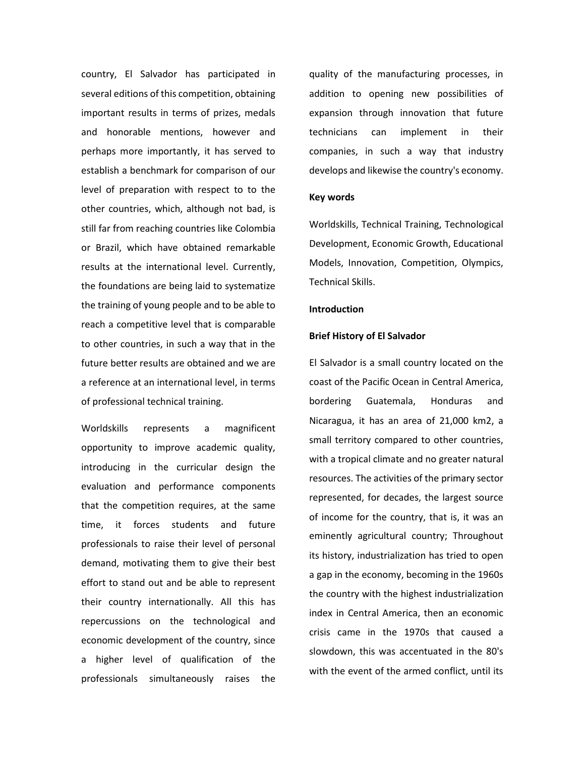country, El Salvador has participated in several editions of this competition, obtaining important results in terms of prizes, medals and honorable mentions, however and perhaps more importantly, it has served to establish a benchmark for comparison of our level of preparation with respect to to the other countries, which, although not bad, is still far from reaching countries like Colombia or Brazil, which have obtained remarkable results at the international level. Currently, the foundations are being laid to systematize the training of young people and to be able to reach a competitive level that is comparable to other countries, in such a way that in the future better results are obtained and we are a reference at an international level, in terms of professional technical training.

Worldskills represents a magnificent opportunity to improve academic quality, introducing in the curricular design the evaluation and performance components that the competition requires, at the same time, it forces students and future professionals to raise their level of personal demand, motivating them to give their best effort to stand out and be able to represent their country internationally. All this has repercussions on the technological and economic development of the country, since a higher level of qualification of the professionals simultaneously raises the quality of the manufacturing processes, in addition to opening new possibilities of expansion through innovation that future technicians can implement in their companies, in such a way that industry develops and likewise the country's economy.

**Key words**

Worldskills, Technical Training, Technological Development, Economic Growth, Educational Models, Innovation, Competition, Olympics, Technical Skills.

## Introduction

### Brief History of El Salvador

El Salvador is a small country located on the coast of the Pacific Ocean in Central America, bordering Guatemala, Honduras and Nicaragua, it has an area of 21,000 km2, a small territory compared to other countries, with a tropical climate and no greater natural resources. The activities of the primary sector represented, for decades, the largest source of income for the country, that is, it was an eminently agricultural country; Throughout its history, industrialization has tried to open a gap in the economy, becoming in the 1960s the country with the highest industrialization index in Central America, then an economic crisis came in the 1970s that caused a slowdown, this was accentuated in the 80's with the event of the armed conflict, until its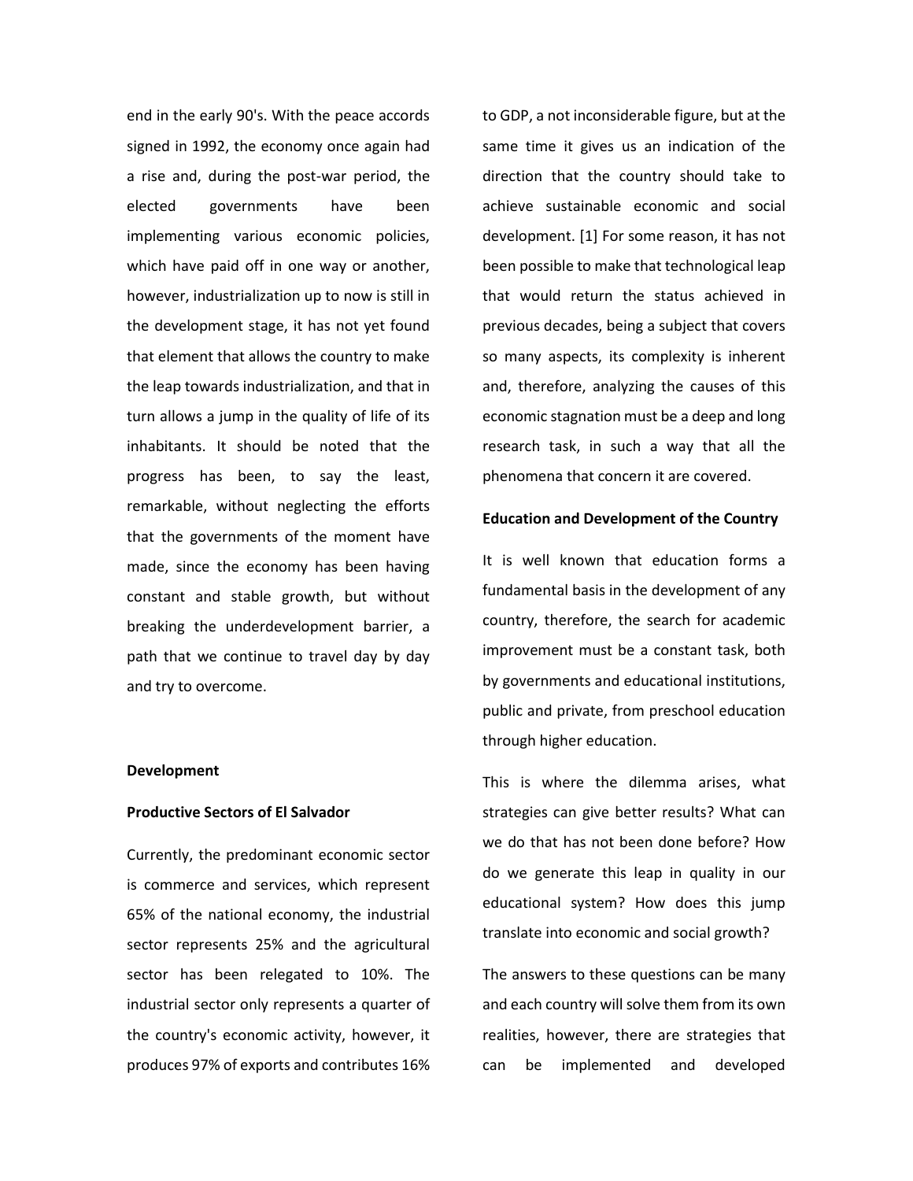end in the early 90's. With the peace accords signed in 1992, the economy once again had a rise and, during the post-war period, the elected governments have been implementing various economic policies, which have paid off in one way or another, however, industrialization up to now is still in the development stage, it has not yet found that element that allows the country to make the leap towards industrialization, and that in turn allows a jump in the quality of life of its inhabitants. It should be noted that the progress has been, to say the least, remarkable, without neglecting the efforts that the governments of the moment have made, since the economy has been having constant and stable growth, but without breaking the underdevelopment barrier, a path that we continue to travel day by day and try to overcome.

## Development

### Productive Sectors of El Salvador

Currently, the predominant economic sector is commerce and services, which represent 65% of the national economy, the industrial sector represents 25% and the agricultural sector has been relegated to 10%. The industrial sector only represents a quarter of the country's economic activity, however, it produces 97% of exports and contributes 16% to GDP, a not inconsiderable figure, but at the same time it gives us an indication of the direction that the country should take to achieve sustainable economic and social development. [1] For some reason, it has not been possible to make that technological leap that would return the status achieved in previous decades, being a subject that covers so many aspects, its complexity is inherent and, therefore, analyzing the causes of this economic stagnation must be a deep and long research task, in such a way that all the phenomena that concern it are covered.

### Education and Development of the Country

It is well known that education forms a fundamental basis in the development of any country, therefore, the search for academic improvement must be a constant task, both by governments and educational institutions, public and private, from preschool education through higher education.

This is where the dilemma arises, what strategies can give better results? What can we do that has not been done before? How do we generate this leap in quality in our educational system? How does this jump translate into economic and social growth?

The answers to these questions can be many and each country will solve them from its own realities, however, there are strategies that can be implemented and developed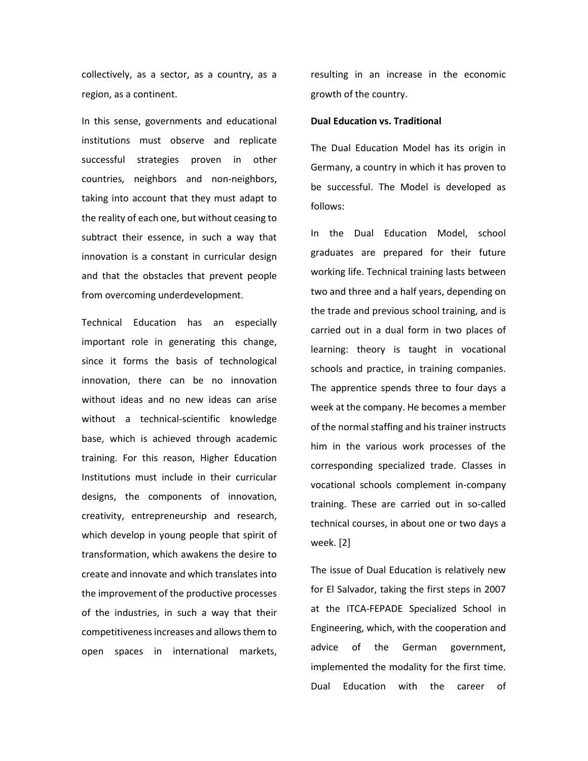collectively, as a sector, as a country, as a region, as a continent.

In this sense, governments and educational institutions must observe and replicate successful strategies proven in other countries, neighbors and non-neighbors, taking into account that they must adapt to the reality of each one, but without ceasing to subtract their essence, in such a way that innovation is a constant in curricular design and that the obstacles that prevent people from overcoming underdevelopment.

Technical Education has an especially important role in generating this change, since it forms the basis of technological innovation, there can be no innovation without ideas and no new ideas can arise without a technical-scientific knowledge base, which is achieved through academic training. For this reason, Higher Education Institutions must include in their curricular designs, the components of innovation, creativity, entrepreneurship and research, which develop in young people that spirit of transformation, which awakens the desire to create and innovate and which translates into the improvement of the productive processes of the industries, in such a way that their competitiveness increases and allows them to open spaces in international markets, resulting in an increase in the economic growth of the country.

**Dual Education vs. Traditional**

The Dual Education Model has its origin in Germany, a country in which it has proven to be successful. The Model is developed as follows:

In the Dual Education Model, school graduates are prepared for their future working life. Technical training lasts between two and three and a half years, depending on the trade and previous school training, and is carried out in a dual form in two places of learning: theory is taught in vocational schools and practice, in training companies. The apprentice spends three to four days a week at the company. He becomes a member of the normal staffing and his trainer instructs him in the various work processes of the corresponding specialized trade. Classes in vocational schools complement in-company training. These are carried out in so-called technical courses, in about one or two days a week. [2]

The issue of Dual Education is relatively new for El Salvador, taking the first steps in 2007 at the ITCA-FEPADE Specialized School in Engineering, which, with the cooperation and advice of the German government, implemented the modality for the first time. Dual Education with the career of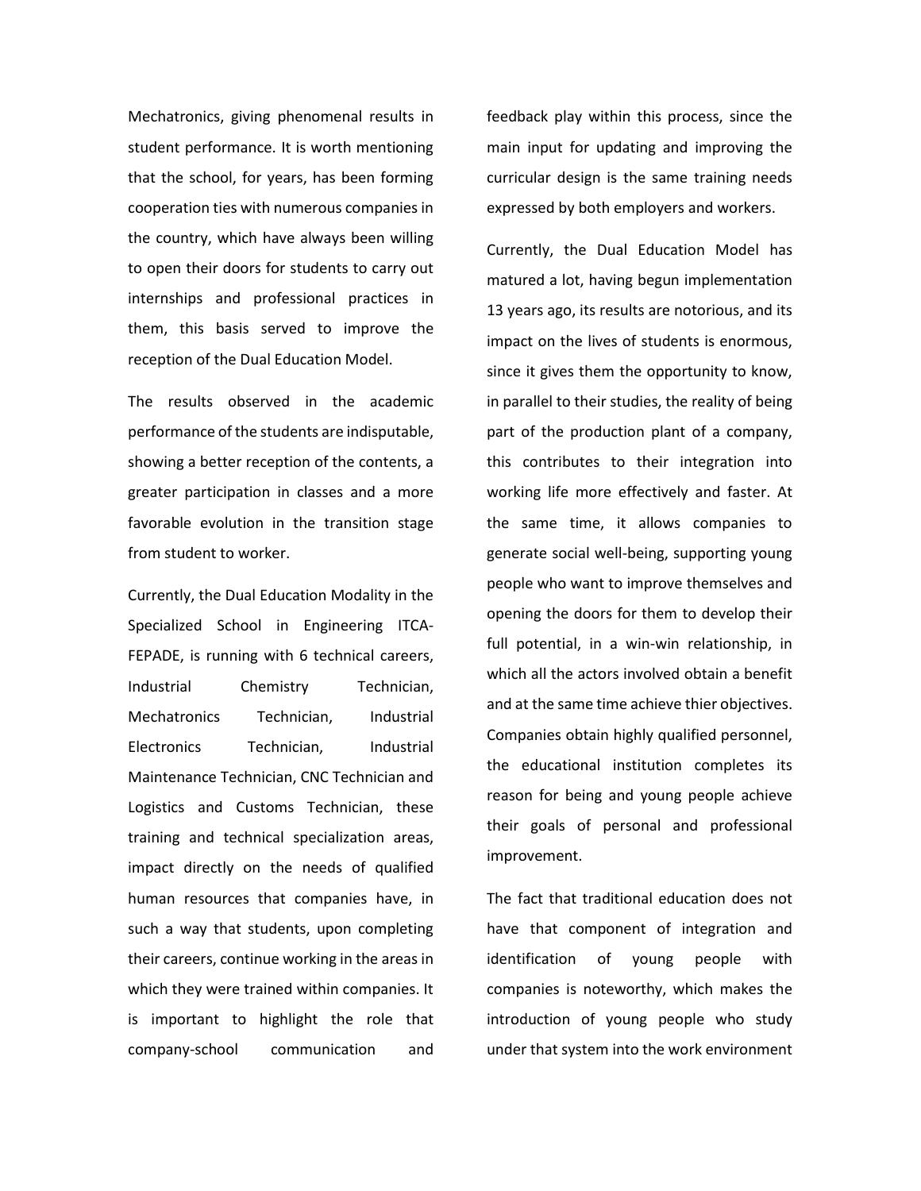Mechatronics, giving phenomenal results in student performance. It is worth mentioning that the school, for years, has been forming cooperation ties with numerous companies in the country, which have always been willing to open their doors for students to carry out internships and professional practices in them, this basis served to improve the reception of the Dual Education Model.

The results observed in the academic performance of the students are indisputable, showing a better reception of the contents, a greater participation in classes and a more favorable evolution in the transition stage from student to worker.

Currently, the Dual Education Modality in the Specialized School in Engineering ITCA-FEPADE, is running with 6 technical careers, Industrial Chemistry Technician, Mechatronics Technician, Industrial Electronics Technician, Industrial Maintenance Technician, CNC Technician and Logistics and Customs Technician, these training and technical specialization areas, impact directly on the needs of qualified human resources that companies have, in such a way that students, upon completing their careers, continue working in the areas in which they were trained within companies. It is important to highlight the role that company-school communication and feedback play within this process, since the main input for updating and improving the curricular design is the same training needs expressed by both employers and workers.

Currently, the Dual Education Model has matured a lot, having begun implementation 13 years ago, its results are notorious, and its impact on the lives of students is enormous, since it gives them the opportunity to know, in parallel to their studies, the reality of being part of the production plant of a company, this contributes to their integration into working life more effectively and faster. At the same time, it allows companies to generate social well-being, supporting young people who want to improve themselves and opening the doors for them to develop their full potential, in a win-win relationship, in which all the actors involved obtain a benefit and at the same time achieve thier objectives. Companies obtain highly qualified personnel, the educational institution completes its reason for being and young people achieve their goals of personal and professional improvement.

The fact that traditional education does not have that component of integration and identification of young people with companies is noteworthy, which makes the introduction of young people who study under that system into the work environment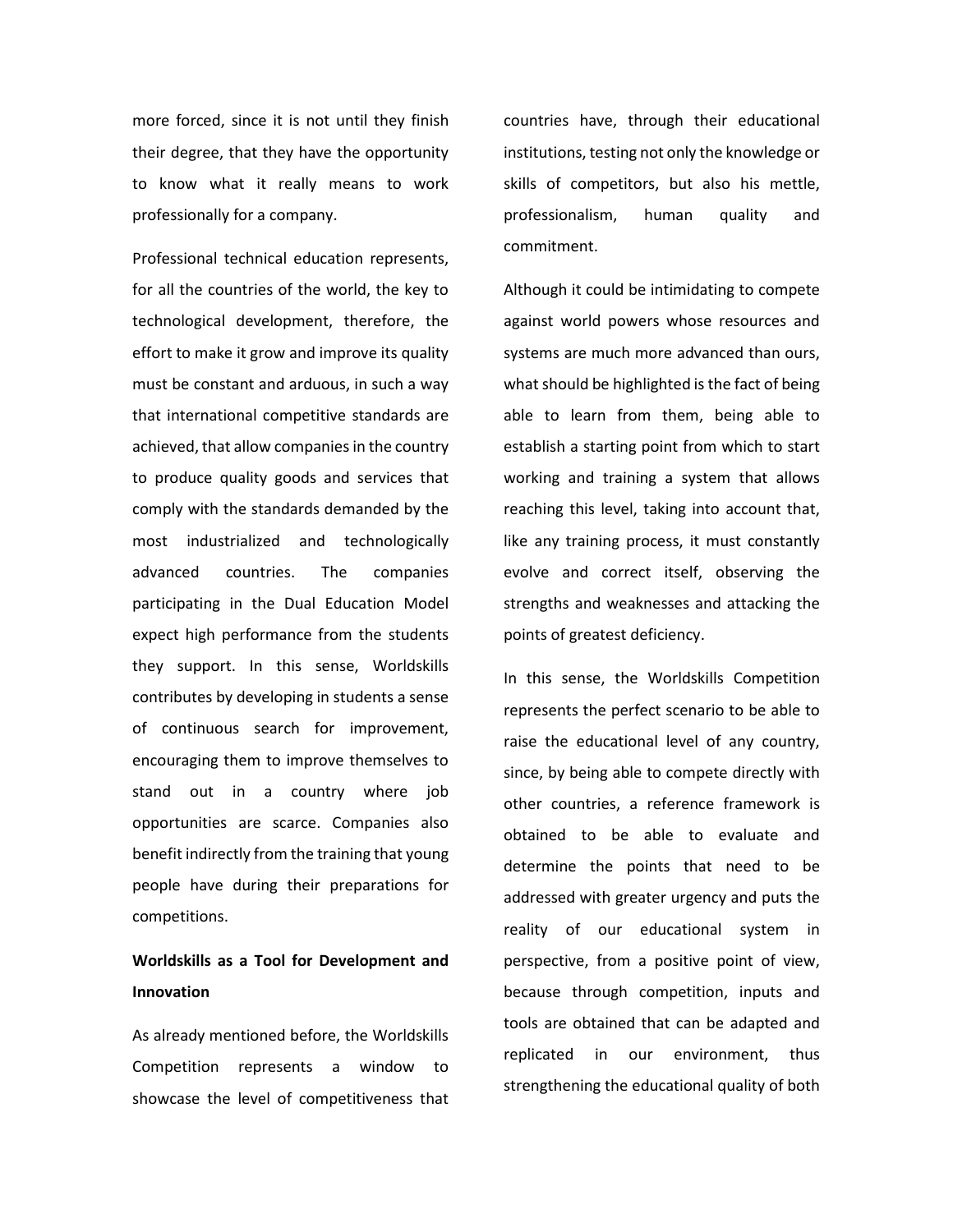more forced, since it is not until they finish their degree, that they have the opportunity to know what it really means to work professionally for a company.

Professional technical education represents, for all the countries of the world, the key to technological development, therefore, the effort to make it grow and improve its quality must be constant and arduous, in such a way that international competitive standards are achieved, that allow companies in the country to produce quality goods and services that comply with the standards demanded by the most industrialized and technologically advanced countries. The companies participating in the Dual Education Model expect high performance from the students they support. In this sense, Worldskills contributes by developing in students a sense of continuous search for improvement, encouraging them to improve themselves to stand out in a country where job opportunities are scarce. Companies also benefit indirectly from the training that young people have during their preparations for competitions.

**Worldskills as a Tool for Development and Innovation**

As already mentioned before, the Worldskills Competition represents a window to showcase the level of competitiveness that countries have, through their educational institutions, testing not only the knowledge or skills of competitors, but also his mettle, professionalism, human quality and commitment.

Although it could be intimidating to compete against world powers whose resources and systems are much more advanced than ours, what should be highlighted is the fact of being able to learn from them, being able to establish a starting point from which to start working and training a system that allows reaching this level, taking into account that, like any training process, it must constantly evolve and correct itself, observing the strengths and weaknesses and attacking the points of greatest deficiency.

In this sense, the Worldskills Competition represents the perfect scenario to be able to raise the educational level of any country, since, by being able to compete directly with other countries, a reference framework is obtained to be able to evaluate and determine the points that need to be addressed with greater urgency and puts the reality of our educational system in perspective, from a positive point of view, because through competition, inputs and tools are obtained that can be adapted and replicated in our environment, thus strengthening the educational quality of both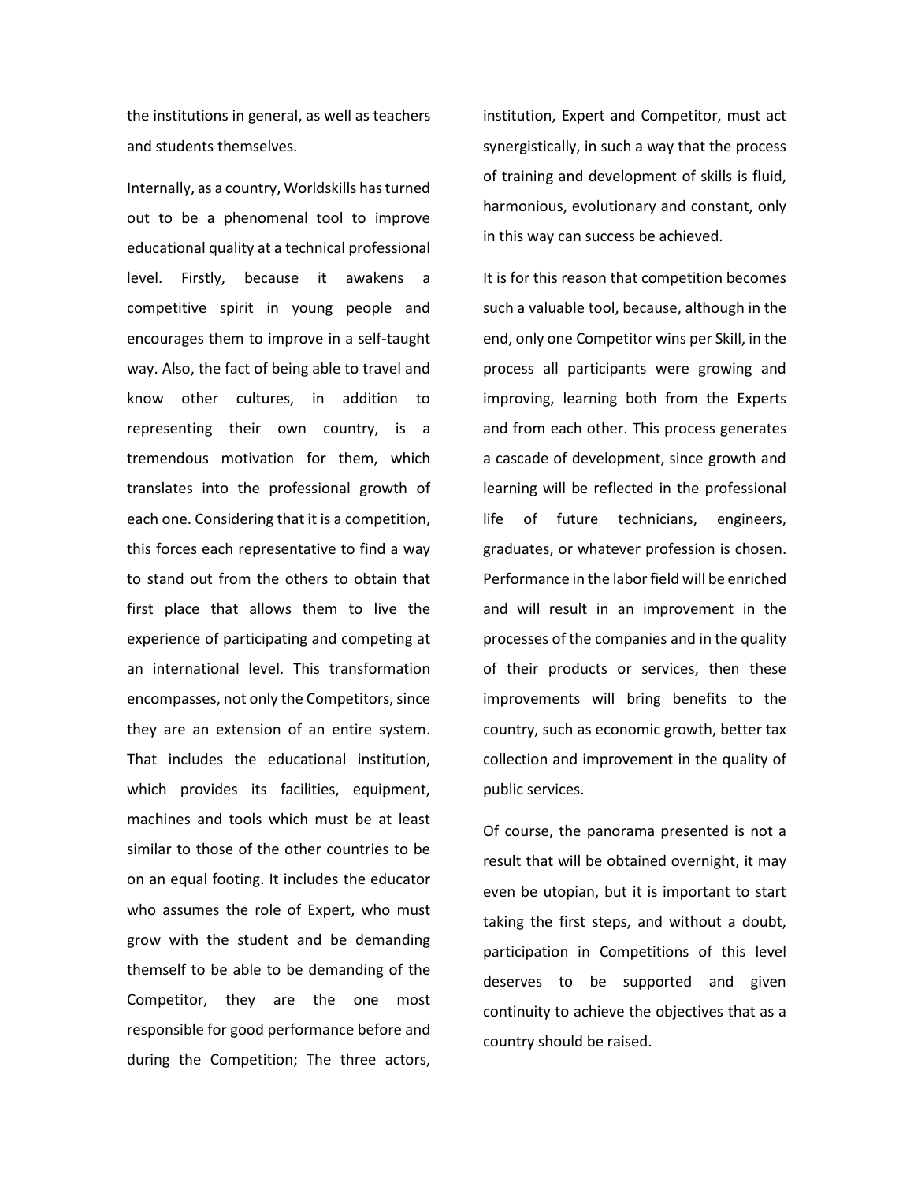the institutions in general, as well as teachers and students themselves.

Internally, as a country, Worldskills has turned out to be a phenomenal tool to improve educational quality at a technical professional level. Firstly, because it awakens a competitive spirit in young people and encourages them to improve in a self-taught way. Also, the fact of being able to travel and know other cultures, in addition to representing their own country, is a tremendous motivation for them, which translates into the professional growth of each one. Considering that it is a competition, this forces each representative to find a way to stand out from the others to obtain that first place that allows them to live the experience of participating and competing at an international level. This transformation encompasses, not only the Competitors, since they are an extension of an entire system. That includes the educational institution, which provides its facilities, equipment, machines and tools which must be at least similar to those of the other countries to be on an equal footing. It includes the educator who assumes the role of Expert, who must grow with the student and be demanding themself to be able to be demanding of the Competitor, they are the one most responsible for good performance before and during the Competition; The three actors, institution, Expert and Competitor, must act synergistically, in such a way that the process of training and development of skills is fluid, harmonious, evolutionary and constant, only in this way can success be achieved.

It is for this reason that competition becomes such a valuable tool, because, although in the end, only one Competitor wins per Skill, in the process all participants were growing and improving, learning both from the Experts and from each other. This process generates a cascade of development, since growth and learning will be reflected in the professional life of future technicians, engineers, graduates, or whatever profession is chosen. Performance in the labor field will be enriched and will result in an improvement in the processes of the companies and in the quality of their products or services, then these improvements will bring benefits to the country, such as economic growth, better tax collection and improvement in the quality of public services.

Of course, the panorama presented is not a result that will be obtained overnight, it may even be utopian, but it is important to start taking the first steps, and without a doubt, participation in Competitions of this level deserves to be supported and given continuity to achieve the objectives that as a country should be raised.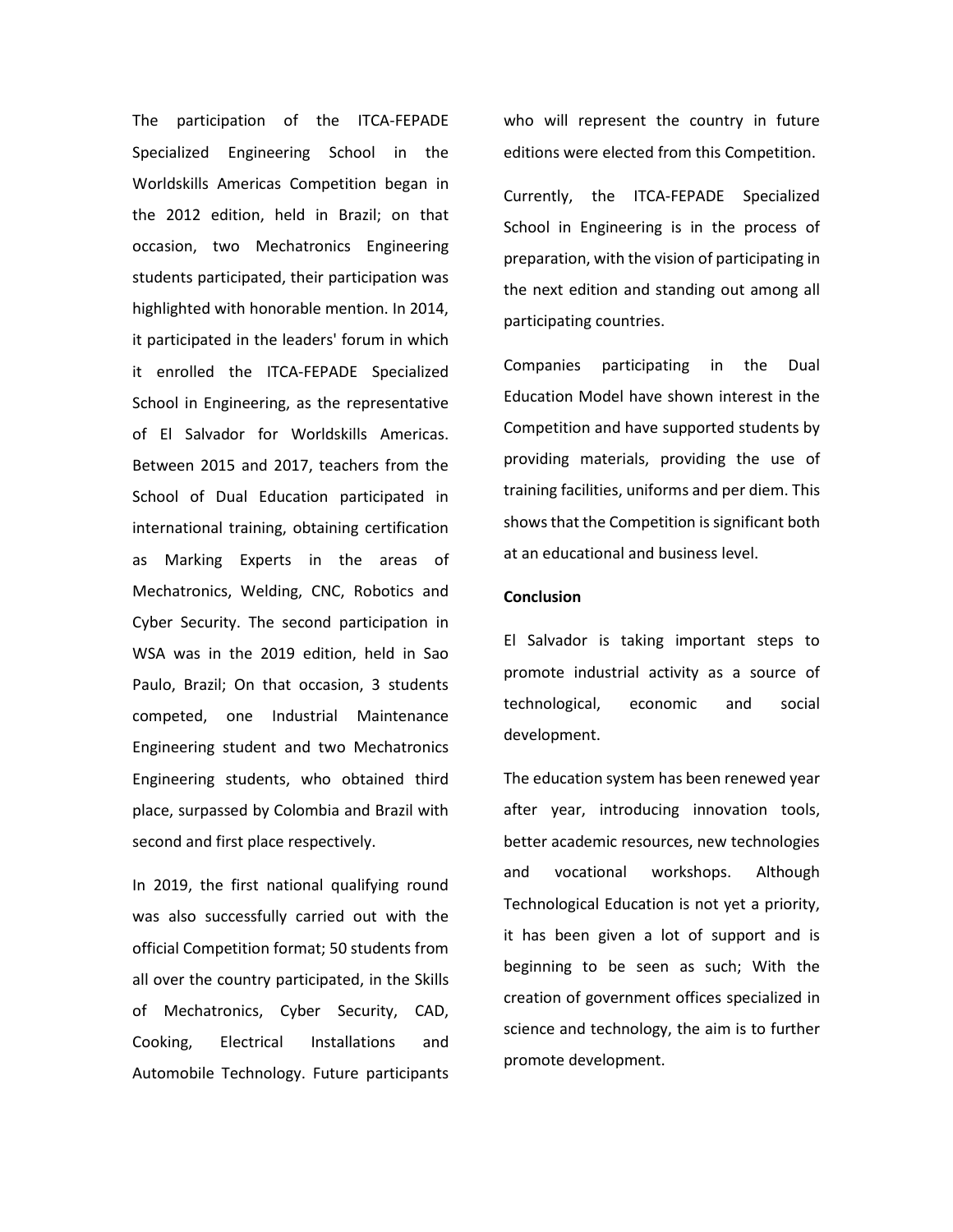The participation of the ITCA-FEPADE Specialized Engineering School in the Worldskills Americas Competition began in the 2012 edition, held in Brazil; on that occasion, two Mechatronics Engineering students participated, their participation was highlighted with honorable mention. In 2014, it participated in the leaders' forum in which it enrolled the ITCA-FEPADE Specialized School in Engineering, as the representative of El Salvador for Worldskills Americas. Between 2015 and 2017, teachers from the School of Dual Education participated in international training, obtaining certification as Marking Experts in the areas of Mechatronics, Welding, CNC, Robotics and Cyber Security. The second participation in WSA was in the 2019 edition, held in Sao Paulo, Brazil; On that occasion, 3 students competed, one Industrial Maintenance Engineering student and two Mechatronics Engineering students, who obtained third place, surpassed by Colombia and Brazil with second and first place respectively.

In 2019, the first national qualifying round was also successfully carried out with the official Competition format; 50 students from all over the country participated, in the Skills of Mechatronics, Cyber Security, CAD, Cooking, Electrical Installations and Automobile Technology. Future participants who will represent the country in future editions were elected from this Competition.

Currently, the ITCA-FEPADE Specialized School in Engineering is in the process of preparation, with the vision of participating in the next edition and standing out among all participating countries.

Companies participating in the Dual Education Model have shown interest in the Competition and have supported students by providing materials, providing the use of training facilities, uniforms and per diem. This shows that the Competition is significant both at an educational and business level.

**Conclusion**

El Salvador is taking important steps to promote industrial activity as a source of technological, economic and social development.

The education system has been renewed year after year, introducing innovation tools, better academic resources, new technologies and vocational workshops. Although Technological Education is not yet a priority, it has been given a lot of support and is beginning to be seen as such; With the creation of government offices specialized in science and technology, the aim is to further promote development.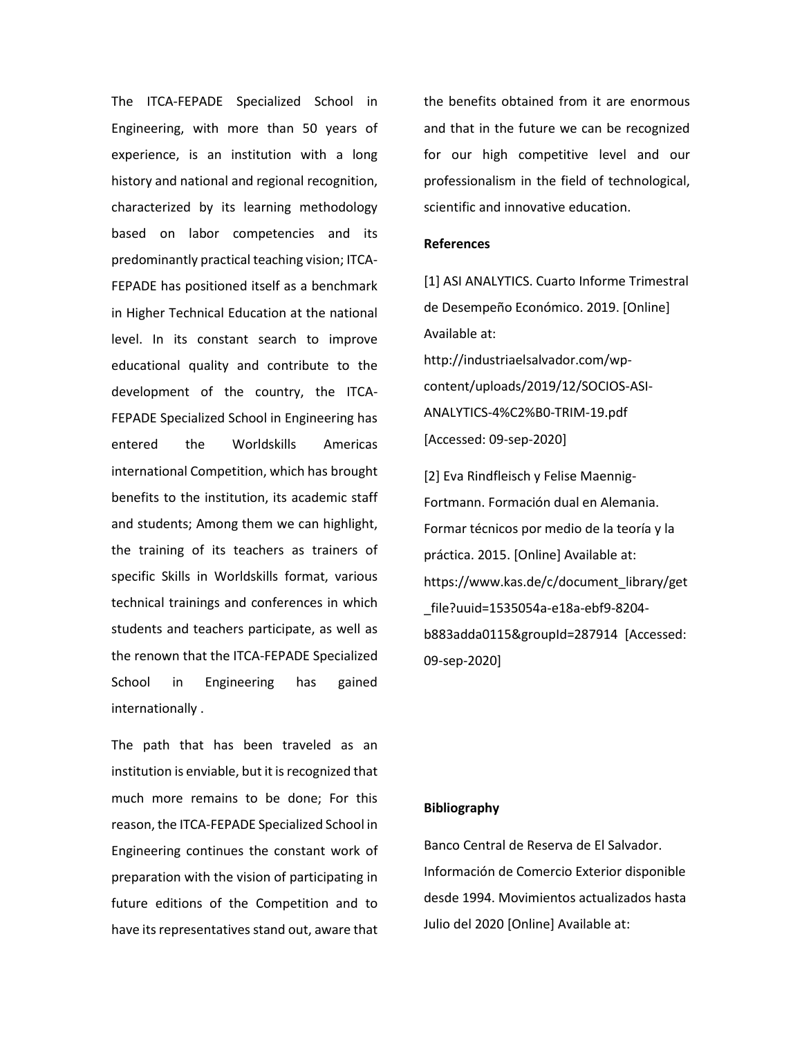The ITCA-FEPADE Specialized School in Engineering, with more than 50 years of experience, is an institution with a long history and national and regional recognition, characterized by its learning methodology based on labor competencies and its predominantly practical teaching vision; ITCA-FEPADE has positioned itself as a benchmark in Higher Technical Education at the national level. In its constant search to improve educational quality and contribute to the development of the country, the ITCA-FEPADE Specialized School in Engineering has entered the Worldskills Americas international Competition, which has brought benefits to the institution, its academic staff and students; Among them we can highlight, the training of its teachers as trainers of specific Skills in Worldskills format, various technical trainings and conferences in which students and teachers participate, as well as the renown that the ITCA-FEPADE Specialized School in Engineering has gained internationally .

The path that has been traveled as an institution is enviable, but it is recognized that much more remains to be done; For this reason, the ITCA-FEPADE Specialized School in Engineering continues the constant work of preparation with the vision of participating in future editions of the Competition and to have its representatives stand out, aware that the benefits obtained from it are enormous and that in the future we can be recognized for our high competitive level and our professionalism in the field of technological, scientific and innovative education.

**References**

[1] ASI ANALYTICS. Cuarto Informe Trimestral de Desempeño Económico. 2019. [Online] Available at: http://industriaelsalvador.com/wp-content/uploads/2019/12/SOCIOS-ASI-ANALYTICS-4%C2%B0-TRIM-19.pdf [Accessed: 09-sep-2020]

[2] Eva Rindfleisch y Felise Maennig-Fortmann. Formación dual en Alemania. Formar técnicos por medio de la teoría y la práctica. 2015. [Online] Available at: https://www.kas.de/c/document_library/get_file?uuid=1535054a-e18a-ebf9-8204-b883adda0115&groupId=287914 [Accessed: 09-sep-2020]

**Bibliography**

Banco Central de Reserva de El Salvador. Información de Comercio Exterior disponible desde 1994. Movimientos actualizados hasta Julio del 2020 [Online] Available at: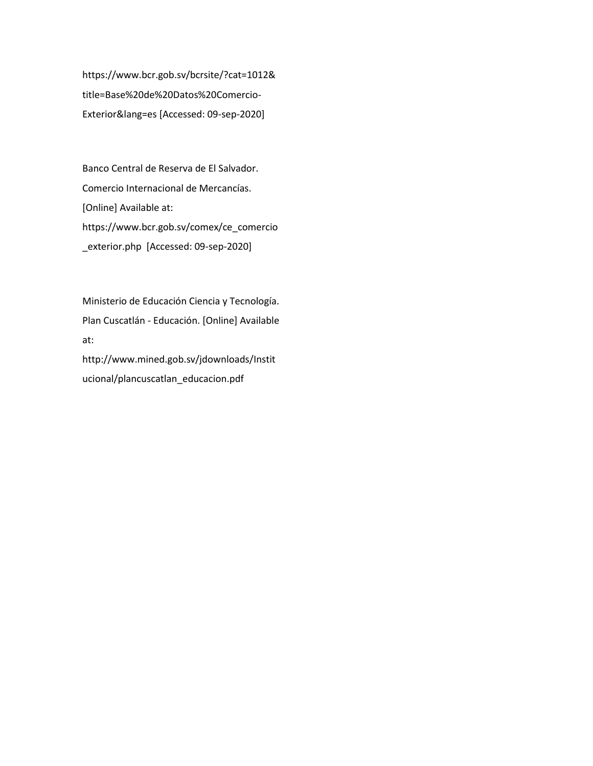https://www.bcr.gob.sv/bcrsite/?cat=1012&title=Base%20de%20Datos%20Comercio-Exterior&lang=es [Accessed: 09-sep-2020]

Banco Central de Reserva de El Salvador. Comercio Internacional de Mercancías. [Online] Available at: https://www.bcr.gob.sv/comex/ce_comercio_exterior.php [Accessed: 09-sep-2020]

Ministerio de Educación Ciencia y Tecnología. Plan Cuscatlán - Educación. [Online] Available at: http://www.mined.gob.sv/jdownloads/Institucional/plancuscatlan_educacion.pdf